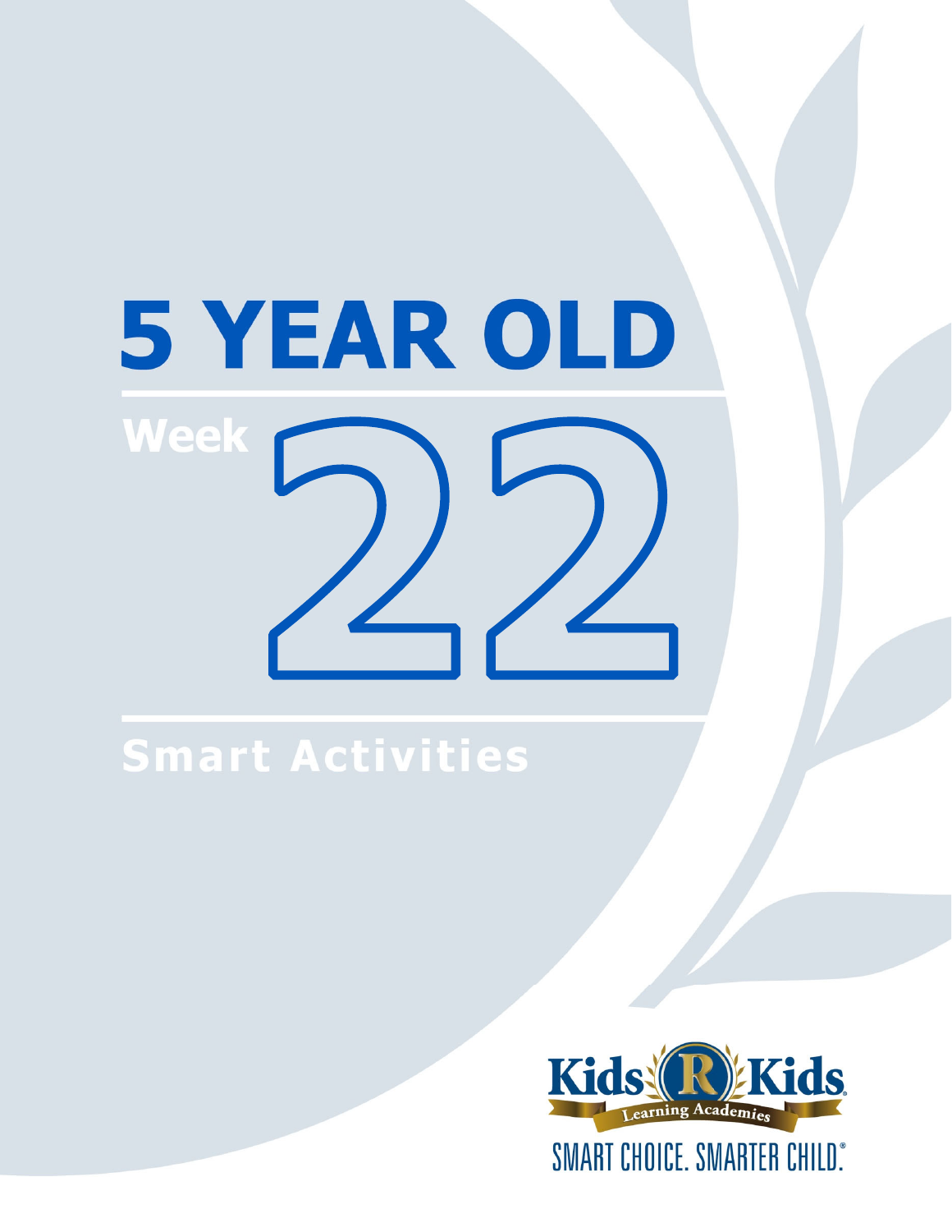# 5 YEAR OLD

## Week 22

## Smart Activities

Kids R Kids Learning Academies

SMART CHOICE. SMARTER CHILD.®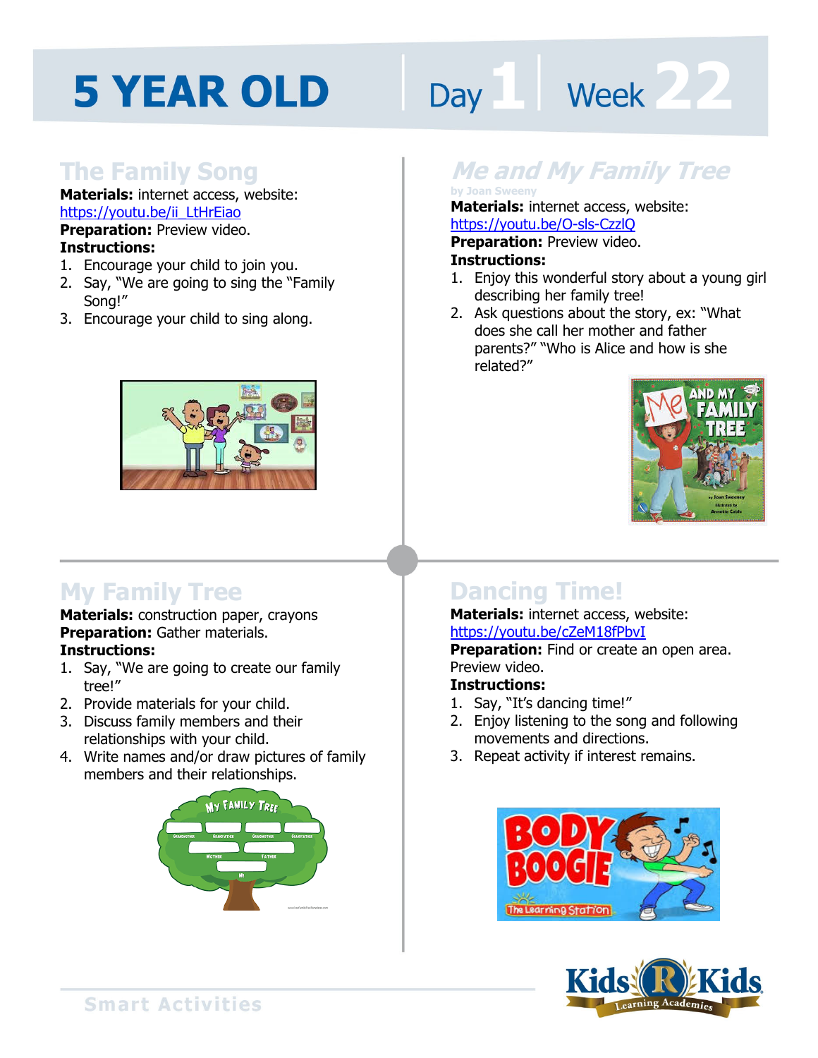# 5 YEAR OLD Day 1 Week 22

## The Family Song

**Materials:** internet access, website: https://youtu.be/ii_LtHrEiao

**Preparation:** Preview video.

**Instructions:**

1. Encourage your child to join you.
2. Say, "We are going to sing the "Family Song!"
3. Encourage your child to sing along.

## *Me and My Family Tree*

by Joan Sweeny

**Materials:** internet access, website: https://youtu.be/O-sls-CzzlQ

**Preparation:** Preview video.

**Instructions:**

1. Enjoy this wonderful story about a young girl describing her family tree!
2. Ask questions about the story, ex: "What does she call her mother and father parents?" "Who is Alice and how is she related?"

## My Family Tree

**Materials:** construction paper, crayons

**Preparation:** Gather materials.

**Instructions:**

1. Say, "We are going to create our family tree!"
2. Provide materials for your child.
3. Discuss family members and their relationships with your child.
4. Write names and/or draw pictures of family members and their relationships.

## Dancing Time!

**Materials:** internet access, website: https://youtu.be/cZeM18fPbvI

**Preparation:** Find or create an open area. Preview video.

**Instructions:**

1. Say, "It's dancing time!"
2. Enjoy listening to the song and following movements and directions.
3. Repeat activity if interest remains.

Smart Activities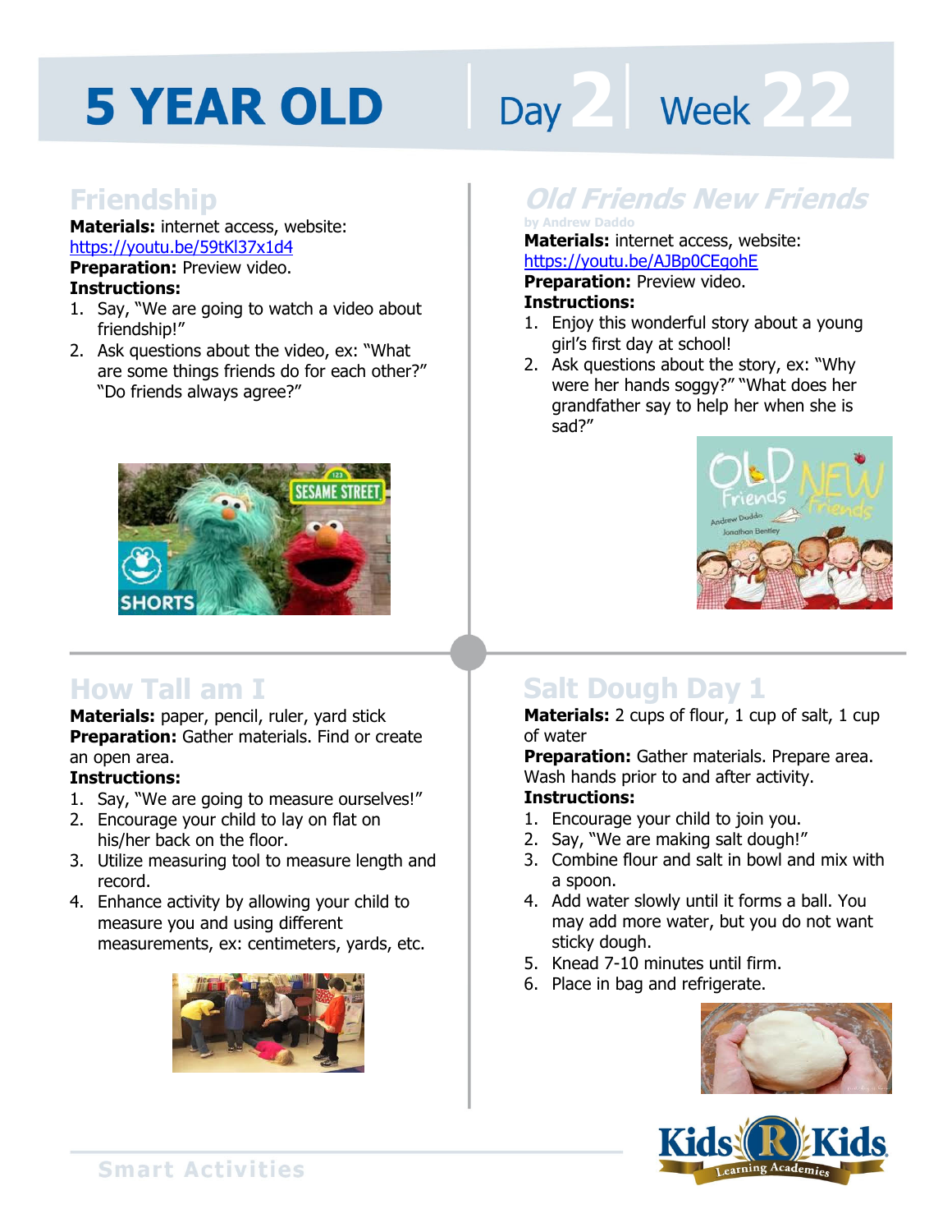# 5 YEAR OLD

Day 2 | Week 22

## Friendship

**Materials:** internet access, website: https://youtu.be/59tKl37x1d4

**Preparation:** Preview video.

**Instructions:**

1. Say, "We are going to watch a video about friendship!"
2. Ask questions about the video, ex: "What are some things friends do for each other?" "Do friends always agree?"

## *Old Friends New Friends*

by Andrew Daddo

**Materials:** internet access, website: https://youtu.be/AJBp0CEgohE

**Preparation:** Preview video.

**Instructions:**

1. Enjoy this wonderful story about a young girl's first day at school!
2. Ask questions about the story, ex: "Why were her hands soggy?" "What does her grandfather say to help her when she is sad?"

## How Tall am I

**Materials:** paper, pencil, ruler, yard stick

**Preparation:** Gather materials. Find or create an open area.

**Instructions:**

1. Say, "We are going to measure ourselves!"
2. Encourage your child to lay on flat on his/her back on the floor.
3. Utilize measuring tool to measure length and record.
4. Enhance activity by allowing your child to measure you and using different measurements, ex: centimeters, yards, etc.

## Salt Dough Day 1

**Materials:** 2 cups of flour, 1 cup of salt, 1 cup of water

**Preparation:** Gather materials. Prepare area. Wash hands prior to and after activity.

**Instructions:**

1. Encourage your child to join you.
2. Say, "We are making salt dough!"
3. Combine flour and salt in bowl and mix with a spoon.
4. Add water slowly until it forms a ball. You may add more water, but you do not want sticky dough.
5. Knead 7-10 minutes until firm.
6. Place in bag and refrigerate.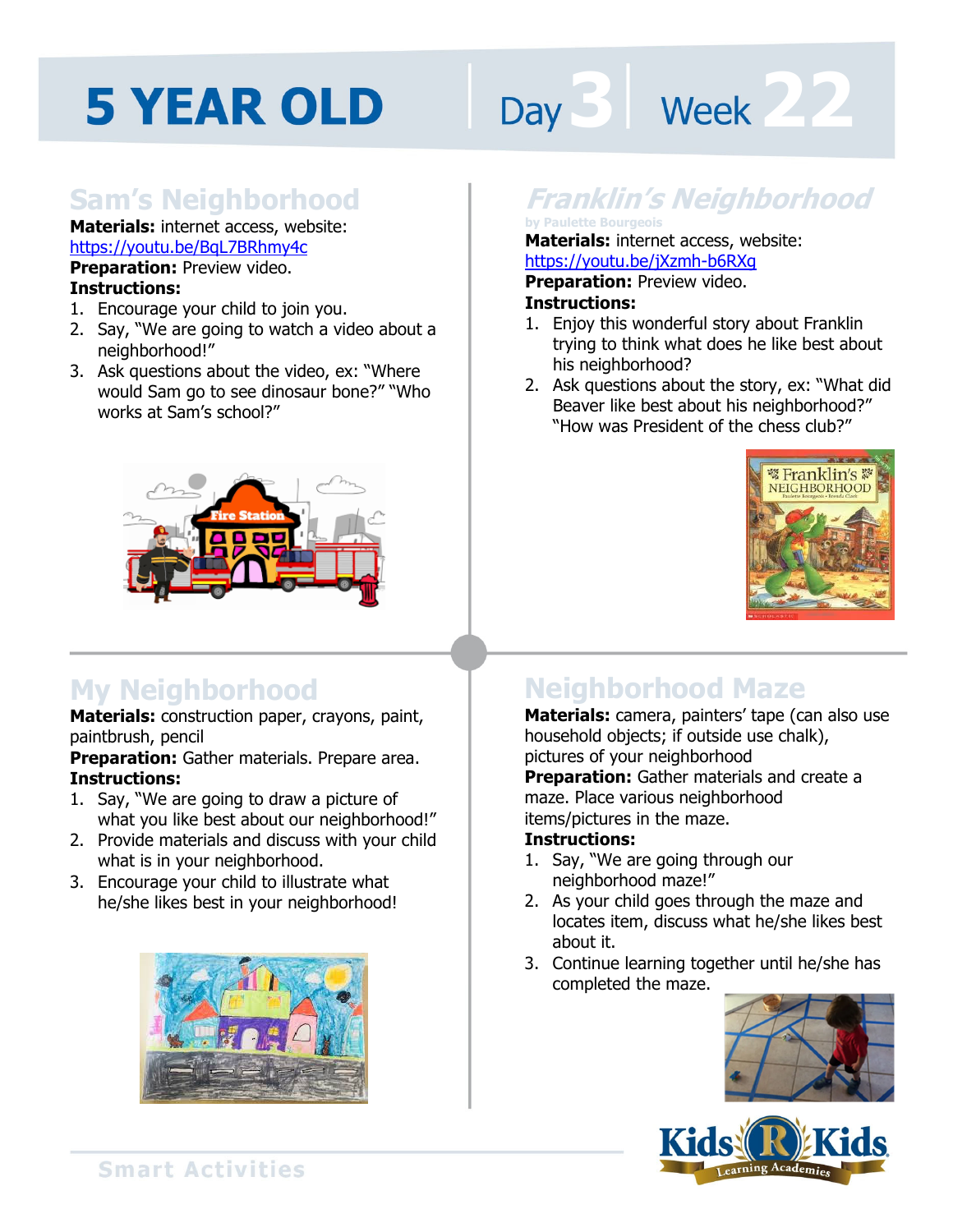# 5 YEAR OLD Day 3 Week 22

## Sam's Neighborhood

**Materials:** internet access, website: https://youtu.be/BqL7BRhmy4c
**Preparation:** Preview video.
**Instructions:**
1. Encourage your child to join you.
2. Say, "We are going to watch a video about a neighborhood!"
3. Ask questions about the video, ex: "Where would Sam go to see dinosaur bone?" "Who works at Sam's school?"

## *Franklin's Neighborhood*

by Paulette Bourgeois

**Materials:** internet access, website: https://youtu.be/jXzmh-b6RXq
**Preparation:** Preview video.
**Instructions:**
1. Enjoy this wonderful story about Franklin trying to think what does he like best about his neighborhood?
2. Ask questions about the story, ex: "What did Beaver like best about his neighborhood?" "How was President of the chess club?"

## My Neighborhood

**Materials:** construction paper, crayons, paint, paintbrush, pencil
**Preparation:** Gather materials. Prepare area.
**Instructions:**
1. Say, "We are going to draw a picture of what you like best about our neighborhood!"
2. Provide materials and discuss with your child what is in your neighborhood.
3. Encourage your child to illustrate what he/she likes best in your neighborhood!

## Neighborhood Maze

**Materials:** camera, painters' tape (can also use household objects; if outside use chalk), pictures of your neighborhood
**Preparation:** Gather materials and create a maze. Place various neighborhood items/pictures in the maze.
**Instructions:**
1. Say, "We are going through our neighborhood maze!"
2. As your child goes through the maze and locates item, discuss what he/she likes best about it.
3. Continue learning together until he/she has completed the maze.

Smart Activities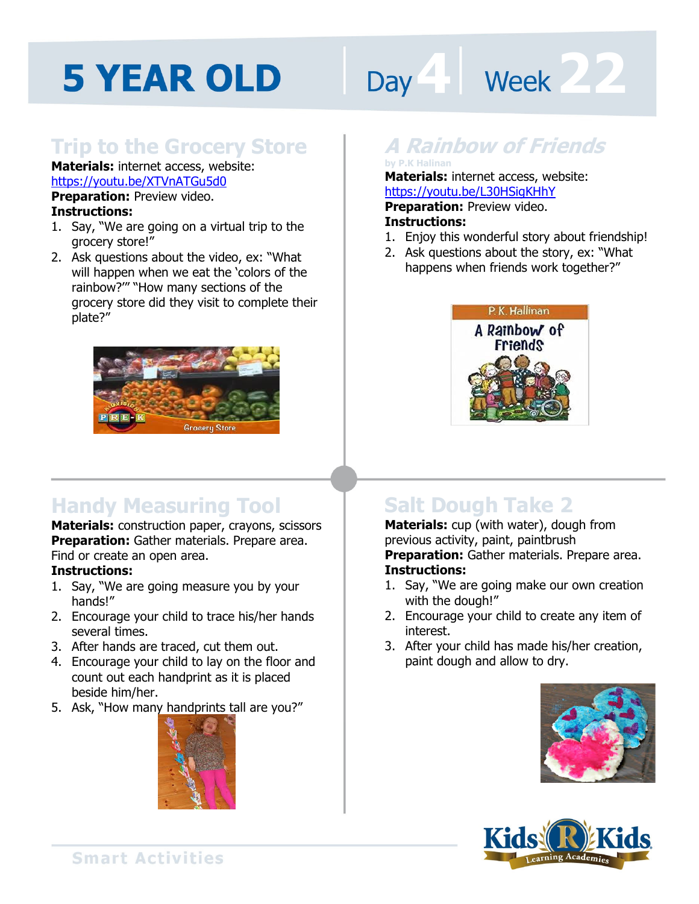# 5 YEAR OLD Day 4 Week 22

## Trip to the Grocery Store

**Materials:** internet access, website: https://youtu.be/XTVnATGu5d0
**Preparation:** Preview video.
**Instructions:**

1. Say, "We are going on a virtual trip to the grocery store!"
2. Ask questions about the video, ex: "What will happen when we eat the 'colors of the rainbow?'" "How many sections of the grocery store did they visit to complete their plate?"

## *A Rainbow of Friends*

by P.K Hallinan

**Materials:** internet access, website: https://youtu.be/L30HSiqKHhY
**Preparation:** Preview video.
**Instructions:**

1. Enjoy this wonderful story about friendship!
2. Ask questions about the story, ex: "What happens when friends work together?"

## Handy Measuring Tool

**Materials:** construction paper, crayons, scissors
**Preparation:** Gather materials. Prepare area. Find or create an open area.
**Instructions:**

1. Say, "We are going measure you by your hands!"
2. Encourage your child to trace his/her hands several times.
3. After hands are traced, cut them out.
4. Encourage your child to lay on the floor and count out each handprint as it is placed beside him/her.
5. Ask, "How many handprints tall are you?"

## Salt Dough Take 2

**Materials:** cup (with water), dough from previous activity, paint, paintbrush
**Preparation:** Gather materials. Prepare area.
**Instructions:**

1. Say, "We are going make our own creation with the dough!"
2. Encourage your child to create any item of interest.
3. After your child has made his/her creation, paint dough and allow to dry.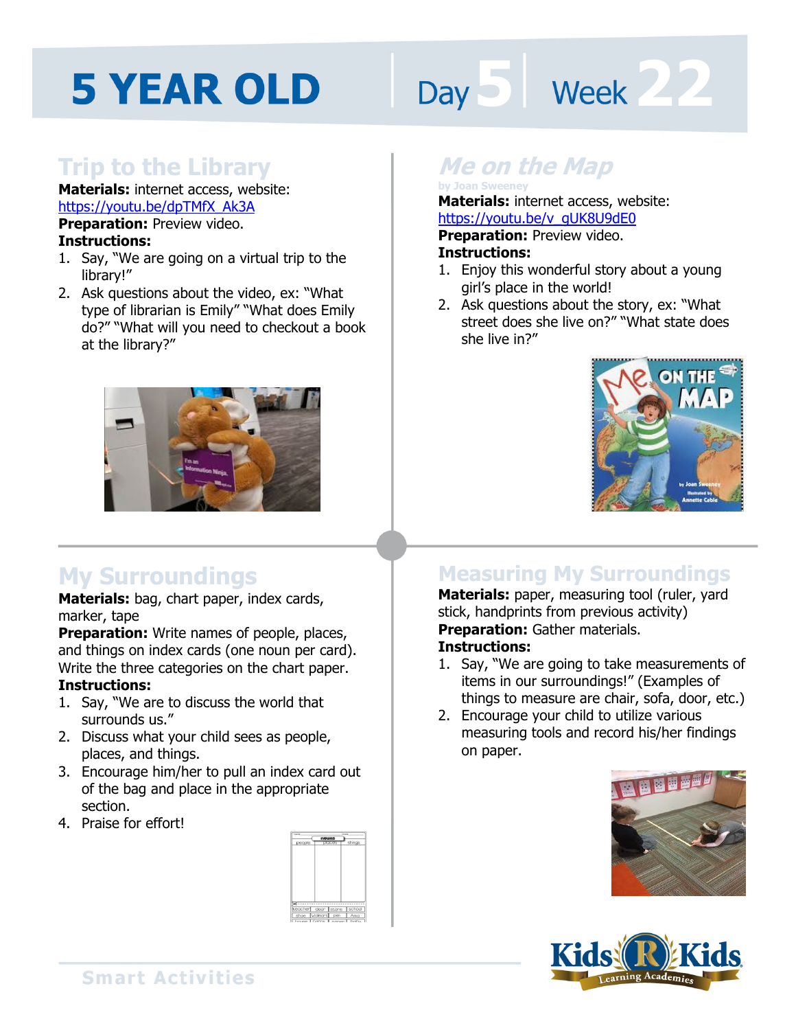# 5 YEAR OLD

Day 5 | Week 22

## Trip to the Library

**Materials:** internet access, website: https://youtu.be/dpTMfX_Ak3A

**Preparation:** Preview video.

**Instructions:**

1. Say, "We are going on a virtual trip to the library!"
2. Ask questions about the video, ex: "What type of librarian is Emily" "What does Emily do?" "What will you need to checkout a book at the library?"

## *Me on the Map*

by Joan Sweeney

**Materials:** internet access, website: https://youtu.be/v_gUK8U9dE0

**Preparation:** Preview video.

**Instructions:**

1. Enjoy this wonderful story about a young girl's place in the world!
2. Ask questions about the story, ex: "What street does she live on?" "What state does she live in?"

## My Surroundings

**Materials:** bag, chart paper, index cards, marker, tape

**Preparation:** Write names of people, places, and things on index cards (one noun per card). Write the three categories on the chart paper.

**Instructions:**

1. Say, "We are to discuss the world that surrounds us."
2. Discuss what your child sees as people, places, and things.
3. Encourage him/her to pull an index card out of the bag and place in the appropriate section.
4. Praise for effort!

## Measuring My Surroundings

**Materials:** paper, measuring tool (ruler, yard stick, handprints from previous activity)

**Preparation:** Gather materials.

**Instructions:**

1. Say, "We are going to take measurements of items in our surroundings!" (Examples of things to measure are chair, sofa, door, etc.)
2. Encourage your child to utilize various measuring tools and record his/her findings on paper.

Smart Activities